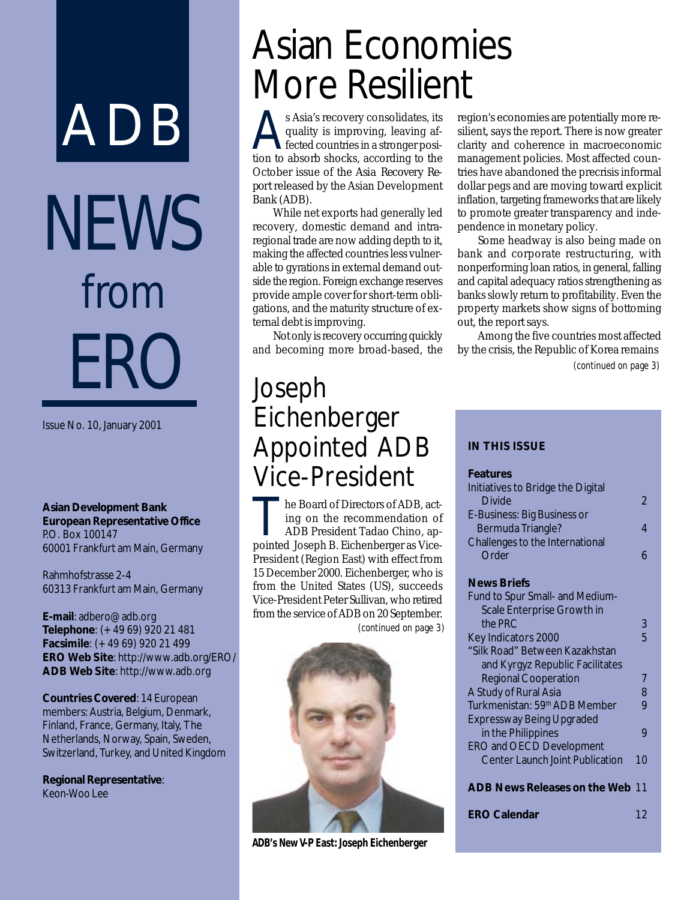# ADB NEWS from ERO

Issue No. 10, January 2001

**Asian Development Bank**
**European Representative Office**
P.O. Box 100147
60001 Frankfurt am Main, Germany

Rahmhofstrasse 2-4
60313 Frankfurt am Main, Germany

**E-mail**: adbero@adb.org
**Telephone**: (+49 69) 920 21 481
**Facsimile**: (+49 69) 920 21 499
**ERO Web Site**: http://www.adb.org/ERO/
**ADB Web Site**: http://www.adb.org

**Countries Covered**: 14 European members: Austria, Belgium, Denmark, Finland, France, Germany, Italy, The Netherlands, Norway, Spain, Sweden, Switzerland, Turkey, and United Kingdom

**Regional Representative**:
Keon-Woo Lee

# Asian Economies More Resilient

As Asia's recovery consolidates, its quality is improving, leaving affected countries in a stronger position to absorb shocks, according to the October issue of the Asia Recovery Report released by the Asian Development Bank (ADB).

While net exports had generally led recovery, domestic demand and intraregional trade are now adding depth to it, making the affected countries less vulnerable to gyrations in external demand outside the region. Foreign exchange reserves provide ample cover for short-term obligations, and the maturity structure of external debt is improving.

Not only is recovery occurring quickly and becoming more broad-based, the region's economies are potentially more resilient, says the report. There is now greater clarity and coherence in macroeconomic management policies. Most affected countries have abandoned the precrisis informal dollar pegs and are moving toward explicit inflation, targeting frameworks that are likely to promote greater transparency and independence in monetary policy.

Some headway is also being made on bank and corporate restructuring, with nonperforming loan ratios, in general, falling and capital adequacy ratios strengthening as banks slowly return to profitability. Even the property markets show signs of bottoming out, the report says.

Among the five countries most affected by the crisis, the Republic of Korea remains

*(continued on page 3)*

# Joseph Eichenberger Appointed ADB Vice-President

The Board of Directors of ADB, acting on the recommendation of ADB President Tadao Chino, appointed Joseph B. Eichenberger as Vice-President (Region East) with effect from 15 December 2000. Eichenberger, who is from the United States (US), succeeds Vice-President Peter Sullivan, who retired from the service of ADB on 20 September.

*(continued on page 3)*

**ADB's New V-P East: Joseph Eichenberger**

**IN THIS ISSUE**

**Features**

| | |
|---|---|
| Initiatives to Bridge the Digital Divide | 2 |
| E-Business: Big Business or Bermuda Triangle? | 4 |
| Challenges to the International Order | 6 |

**News Briefs**

| | |
|---|---|
| Fund to Spur Small- and Medium-Scale Enterprise Growth in the PRC | 3 |
| Key Indicators 2000 | 5 |
| "Silk Road" Between Kazakhstan and Kyrgyz Republic Facilitates Regional Cooperation | 7 |
| A Study of Rural Asia | 8 |
| Turkmenistan: 59th ADB Member | 9 |
| Expressway Being Upgraded in the Philippines | 9 |
| ERO and OECD Development Center Launch Joint Publication | 10 |

| | |
|---|---|
| **ADB News Releases on the Web** | 11 |
| **ERO Calendar** | 12 |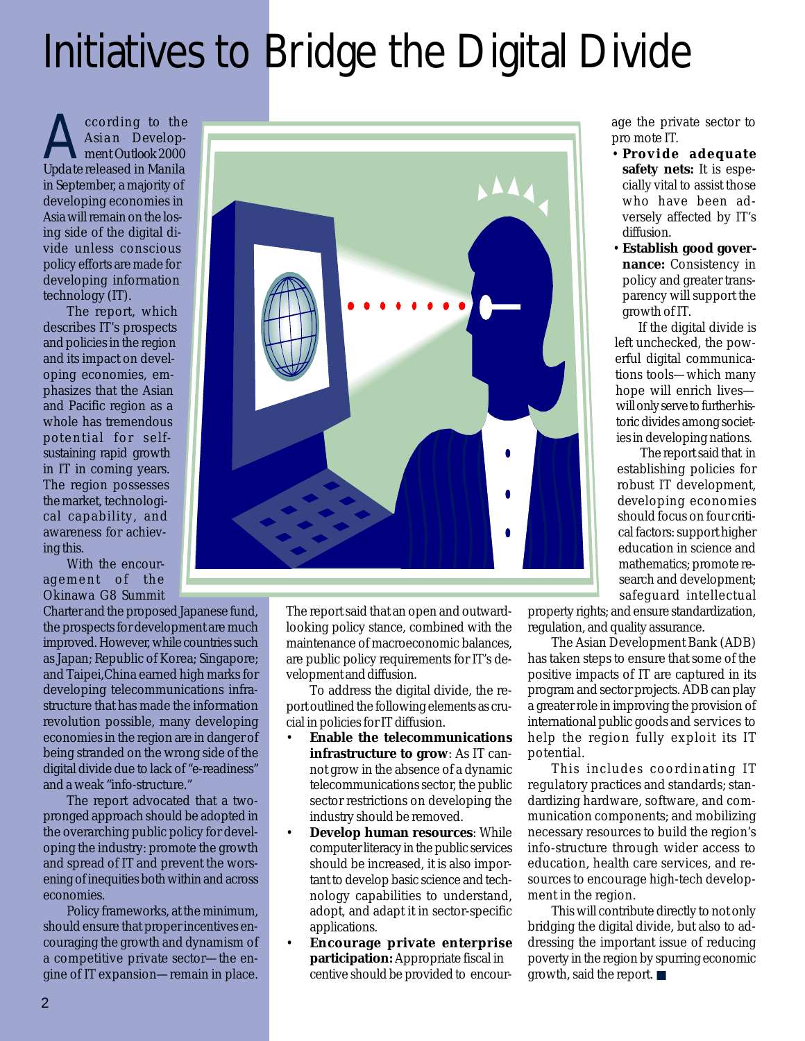# Initiatives to Bridge the Digital Divide

According to the Asian Development Outlook 2000 Update released in Manila in September, a majority of developing economies in Asia will remain on the losing side of the digital divide unless conscious policy efforts are made for developing information technology (IT).

The report, which describes IT's prospects and policies in the region and its impact on developing economies, emphasizes that the Asian and Pacific region as a whole has tremendous potential for self-sustaining rapid growth in IT in coming years. The region possesses the market, technological capability, and awareness for achieving this.

With the encouragement of the Okinawa G8 Summit Charter and the proposed Japanese fund, the prospects for development are much improved. However, while countries such as Japan; Republic of Korea; Singapore; and Taipei,China earned high marks for developing telecommunications infrastructure that has made the information revolution possible, many developing economies in the region are in danger of being stranded on the wrong side of the digital divide due to lack of "e-readiness" and a weak "info-structure."

The report advocated that a two-pronged approach should be adopted in the overarching public policy for developing the industry: promote the growth and spread of IT and prevent the worsening of inequities both within and across economies.

Policy frameworks, at the minimum, should ensure that proper incentives encouraging the growth and dynamism of a competitive private sector—the engine of IT expansion—remain in place. The report said that an open and outward-looking policy stance, combined with the maintenance of macroeconomic balances, are public policy requirements for IT's development and diffusion.

To address the digital divide, the report outlined the following elements as crucial in policies for IT diffusion.

- **Enable the telecommunications infrastructure to grow**: As IT cannot grow in the absence of a dynamic telecommunications sector, the public sector restrictions on developing the industry should be removed.
- **Develop human resources**: While computer literacy in the public services should be increased, it is also important to develop basic science and technology capabilities to understand, adopt, and adapt it in sector-specific applications.
- **Encourage private enterprise participation:** Appropriate fiscal incentive should be provided to encourage the private sector to promote IT.
- **Provide adequate safety nets:** It is especially vital to assist those who have been adversely affected by IT's diffusion.
- **Establish good governance:** Consistency in policy and greater transparency will support the growth of IT.

If the digital divide is left unchecked, the powerful digital communications tools—which many hope will enrich lives—will only serve to further historic divides among societies in developing nations.

The report said that in establishing policies for robust IT development, developing economies should focus on four critical factors: support higher education in science and mathematics; promote research and development; safeguard intellectual property rights; and ensure standardization, regulation, and quality assurance.

The Asian Development Bank (ADB) has taken steps to ensure that some of the positive impacts of IT are captured in its program and sector projects. ADB can play a greater role in improving the provision of international public goods and services to help the region fully exploit its IT potential.

This includes coordinating IT regulatory practices and standards; standardizing hardware, software, and communication components; and mobilizing necessary resources to build the region's info-structure through wider access to education, health care services, and resources to encourage high-tech development in the region.

This will contribute directly to not only bridging the digital divide, but also to addressing the important issue of reducing poverty in the region by spurring economic growth, said the report. ■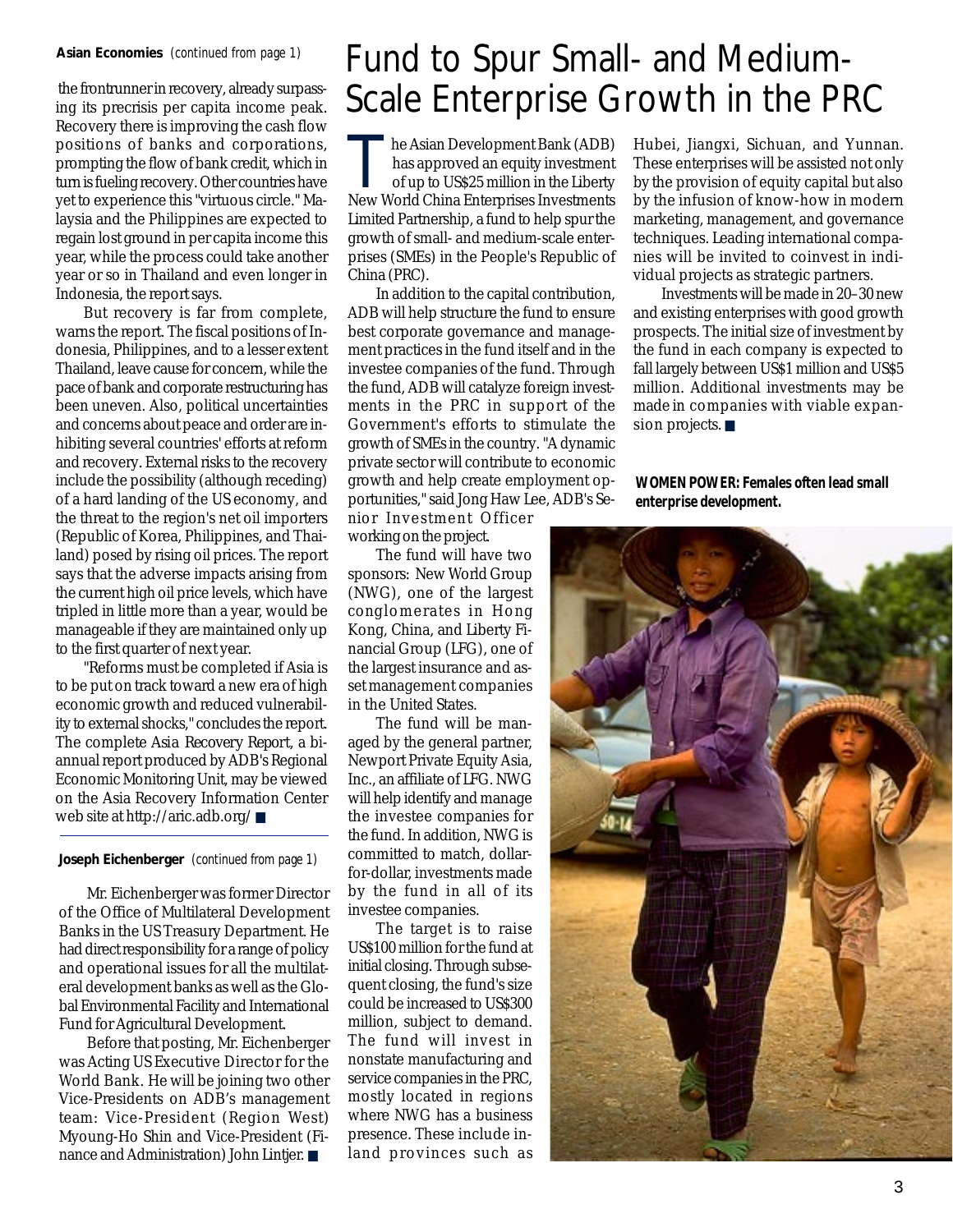**Asian Economies** *(continued from page 1)*

the frontrunner in recovery, already surpassing its precrisis per capita income peak. Recovery there is improving the cash flow positions of banks and corporations, prompting the flow of bank credit, which in turn is fueling recovery. Other countries have yet to experience this "virtuous circle." Malaysia and the Philippines are expected to regain lost ground in per capita income this year, while the process could take another year or so in Thailand and even longer in Indonesia, the report says.

But recovery is far from complete, warns the report. The fiscal positions of Indonesia, Philippines, and to a lesser extent Thailand, leave cause for concern, while the pace of bank and corporate restructuring has been uneven. Also, political uncertainties and concerns about peace and order are inhibiting several countries' efforts at reform and recovery. External risks to the recovery include the possibility (although receding) of a hard landing of the US economy, and the threat to the region's net oil importers (Republic of Korea, Philippines, and Thailand) posed by rising oil prices. The report says that the adverse impacts arising from the current high oil price levels, which have tripled in little more than a year, would be manageable if they are maintained only up to the first quarter of next year.

"Reforms must be completed if Asia is to be put on track toward a new era of high economic growth and reduced vulnerability to external shocks," concludes the report. The complete Asia Recovery Report, a biannual report produced by ADB's Regional Economic Monitoring Unit, may be viewed on the Asia Recovery Information Center web site at http://aric.adb.org/ ■

---

**Joseph Eichenberger** *(continued from page 1)*

Mr. Eichenberger was former Director of the Office of Multilateral Development Banks in the US Treasury Department. He had direct responsibility for a range of policy and operational issues for all the multilateral development banks as well as the Global Environmental Facility and International Fund for Agricultural Development.

Before that posting, Mr. Eichenberger was Acting US Executive Director for the World Bank. He will be joining two other Vice-Presidents on ADB's management team: Vice-President (Region West) Myoung-Ho Shin and Vice-President (Finance and Administration) John Lintjer. ■

# Fund to Spur Small- and Medium-Scale Enterprise Growth in the PRC

The Asian Development Bank (ADB) has approved an equity investment of up to US$25 million in the Liberty New World China Enterprises Investments Limited Partnership, a fund to help spur the growth of small- and medium-scale enterprises (SMEs) in the People's Republic of China (PRC).

In addition to the capital contribution, ADB will help structure the fund to ensure best corporate governance and management practices in the fund itself and in the investee companies of the fund. Through the fund, ADB will catalyze foreign investments in the PRC in support of the Government's efforts to stimulate the growth of SMEs in the country. "A dynamic private sector will contribute to economic growth and help create employment opportunities," said Jong Haw Lee, ADB's Senior Investment Officer working on the project.

The fund will have two sponsors: New World Group (NWG), one of the largest conglomerates in Hong Kong, China, and Liberty Financial Group (LFG), one of the largest insurance and asset management companies in the United States.

The fund will be managed by the general partner, Newport Private Equity Asia, Inc., an affiliate of LFG. NWG will help identify and manage the investee companies for the fund. In addition, NWG is committed to match, dollar-for-dollar, investments made by the fund in all of its investee companies.

The target is to raise US$100 million for the fund at initial closing. Through subsequent closing, the fund's size could be increased to US$300 million, subject to demand. The fund will invest in nonstate manufacturing and service companies in the PRC, mostly located in regions where NWG has a business presence. These include inland provinces such as Hubei, Jiangxi, Sichuan, and Yunnan. These enterprises will be assisted not only by the provision of equity capital but also by the infusion of know-how in modern marketing, management, and governance techniques. Leading international companies will be invited to coinvest in individual projects as strategic partners.

Investments will be made in 20–30 new and existing enterprises with good growth prospects. The initial size of investment by the fund in each company is expected to fall largely between US$1 million and US$5 million. Additional investments may be made in companies with viable expansion projects. ■

**WOMEN POWER: Females often lead small enterprise development.**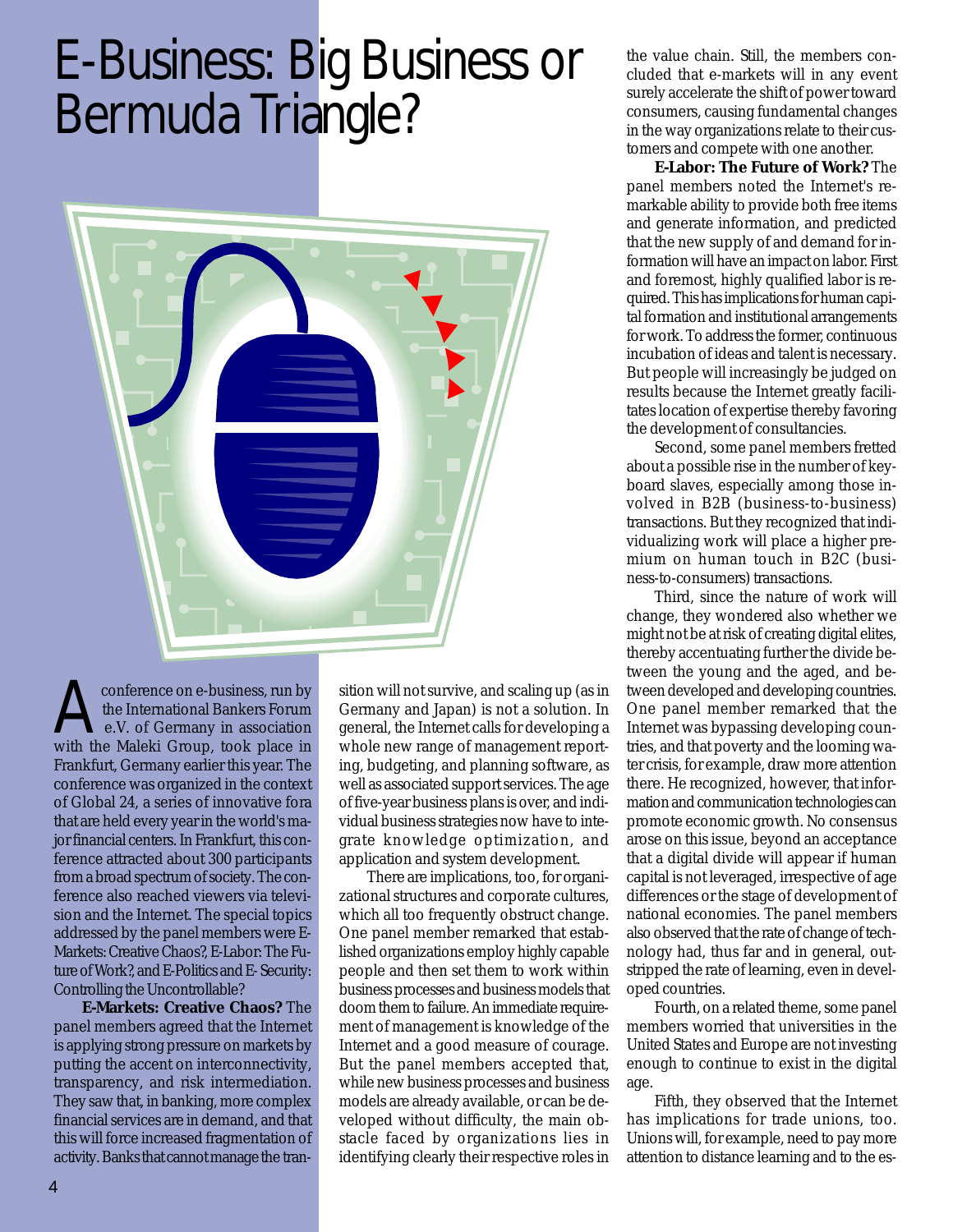# E-Business: Big Business or Bermuda Triangle?

A conference on e-business, run by the International Bankers Forum e.V. of Germany in association with the Maleki Group, took place in Frankfurt, Germany earlier this year. The conference was organized in the context of Global 24, a series of innovative fora that are held every year in the world's major financial centers. In Frankfurt, this conference attracted about 300 participants from a broad spectrum of society. The conference also reached viewers via television and the Internet. The special topics addressed by the panel members were E-Markets: Creative Chaos?, E-Labor: The Future of Work?, and E-Politics and E- Security: Controlling the Uncontrollable?

**E-Markets: Creative Chaos?** The panel members agreed that the Internet is applying strong pressure on markets by putting the accent on interconnectivity, transparency, and risk intermediation. They saw that, in banking, more complex financial services are in demand, and that this will force increased fragmentation of activity. Banks that cannot manage the transition will not survive, and scaling up (as in Germany and Japan) is not a solution. In general, the Internet calls for developing a whole new range of management reporting, budgeting, and planning software, as well as associated support services. The age of five-year business plans is over, and individual business strategies now have to integrate knowledge optimization, and application and system development.

There are implications, too, for organizational structures and corporate cultures, which all too frequently obstruct change. One panel member remarked that established organizations employ highly capable people and then set them to work within business processes and business models that doom them to failure. An immediate requirement of management is knowledge of the Internet and a good measure of courage. But the panel members accepted that, while new business processes and business models are already available, or can be developed without difficulty, the main obstacle faced by organizations lies in identifying clearly their respective roles in the value chain. Still, the members concluded that e-markets will in any event surely accelerate the shift of power toward consumers, causing fundamental changes in the way organizations relate to their customers and compete with one another.

**E-Labor: The Future of Work?** The panel members noted the Internet's remarkable ability to provide both free items and generate information, and predicted that the new supply of and demand for information will have an impact on labor. First and foremost, highly qualified labor is required. This has implications for human capital formation and institutional arrangements for work. To address the former, continuous incubation of ideas and talent is necessary. But people will increasingly be judged on results because the Internet greatly facilitates location of expertise thereby favoring the development of consultancies.

Second, some panel members fretted about a possible rise in the number of keyboard slaves, especially among those involved in B2B (business-to-business) transactions. But they recognized that individualizing work will place a higher premium on human touch in B2C (business-to-consumers) transactions.

Third, since the nature of work will change, they wondered also whether we might not be at risk of creating digital elites, thereby accentuating further the divide between the young and the aged, and between developed and developing countries. One panel member remarked that the Internet was bypassing developing countries, and that poverty and the looming water crisis, for example, draw more attention there. He recognized, however, that information and communication technologies can promote economic growth. No consensus arose on this issue, beyond an acceptance that a digital divide will appear if human capital is not leveraged, irrespective of age differences or the stage of development of national economies. The panel members also observed that the rate of change of technology had, thus far and in general, outstripped the rate of learning, even in developed countries.

Fourth, on a related theme, some panel members worried that universities in the United States and Europe are not investing enough to continue to exist in the digital age.

Fifth, they observed that the Internet has implications for trade unions, too. Unions will, for example, need to pay more attention to distance learning and to the es-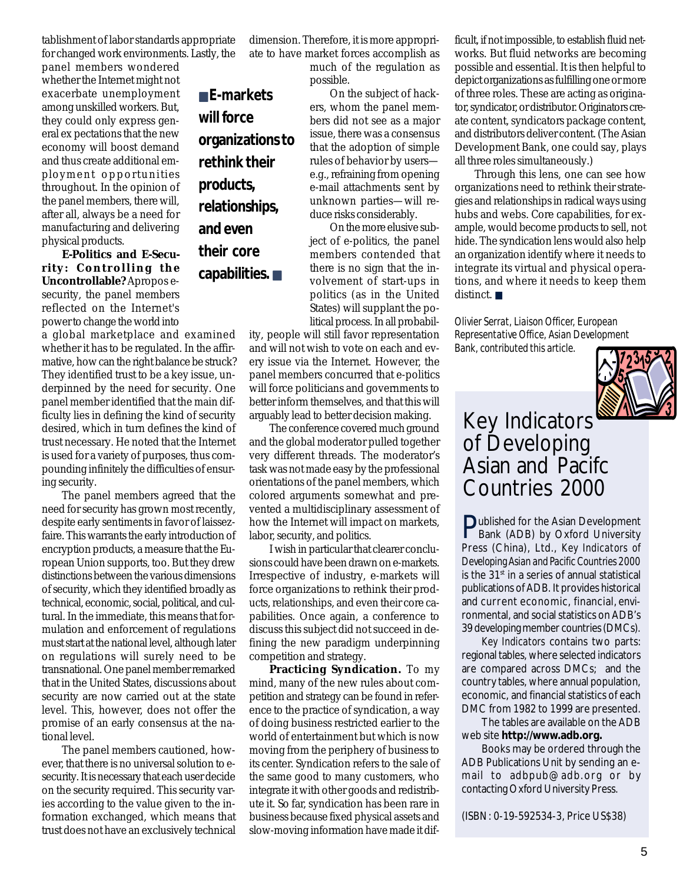tablishment of labor standards appropriate for changed work environments. Lastly, the panel members wondered whether the Internet might not exacerbate unemployment among unskilled workers. But, they could only express general ex pectations that the new economy will boost demand and thus create additional employment opportunities throughout. In the opinion of the panel members, there will, after all, always be a need for manufacturing and delivering physical products.

**E-Politics and E-Security: Controlling the Uncontrollable?** Apropos e-security, the panel members reflected on the Internet's power to change the world into a global marketplace and examined whether it has to be regulated. In the affirmative, how can the right balance be struck? They identified trust to be a key issue, underpinned by the need for security. One panel member identified that the main difficulty lies in defining the kind of security desired, which in turn defines the kind of trust necessary. He noted that the Internet is used for a variety of purposes, thus compounding infinitely the difficulties of ensuring security.

The panel members agreed that the need for security has grown most recently, despite early sentiments in favor of laissez-faire. This warrants the early introduction of encryption products, a measure that the European Union supports, too. But they drew distinctions between the various dimensions of security, which they identified broadly as technical, economic, social, political, and cultural. In the immediate, this means that formulation and enforcement of regulations must start at the national level, although later on regulations will surely need to be transnational. One panel member remarked that in the United States, discussions about security are now carried out at the state level. This, however, does not offer the promise of an early consensus at the national level.

The panel members cautioned, however, that there is no universal solution to e-security. It is necessary that each user decide on the security required. This security varies according to the value given to the information exchanged, which means that trust does not have an exclusively technical dimension. Therefore, it is more appropriate to have market forces accomplish as much of the regulation as possible.

**E-markets will force organizations to rethink their products, relationships, and even their core capabilities.**

On the subject of hackers, whom the panel members did not see as a major issue, there was a consensus that the adoption of simple rules of behavior by users—e.g., refraining from opening e-mail attachments sent by unknown parties—will reduce risks considerably.

On the more elusive subject of e-politics, the panel members contended that there is no sign that the involvement of start-ups in politics (as in the United States) will supplant the political process. In all probability, people will still favor representation and will not wish to vote on each and every issue via the Internet. However, the panel members concurred that e-politics will force politicians and governments to better inform themselves, and that this will arguably lead to better decision making.

The conference covered much ground and the global moderator pulled together very different threads. The moderator's task was not made easy by the professional orientations of the panel members, which colored arguments somewhat and prevented a multidisciplinary assessment of how the Internet will impact on markets, labor, security, and politics.

I wish in particular that clearer conclusions could have been drawn on e-markets. Irrespective of industry, e-markets will force organizations to rethink their products, relationships, and even their core capabilities. Once again, a conference to discuss this subject did not succeed in defining the new paradigm underpinning competition and strategy.

**Practicing Syndication.** To my mind, many of the new rules about competition and strategy can be found in reference to the practice of syndication, a way of doing business restricted earlier to the world of entertainment but which is now moving from the periphery of business to its center. Syndication refers to the sale of the same good to many customers, who integrate it with other goods and redistribute it. So far, syndication has been rare in business because fixed physical assets and slow-moving information have made it difficult, if not impossible, to establish fluid networks. But fluid networks are becoming possible and essential. It is then helpful to depict organizations as fulfilling one or more of three roles. These are acting as originator, syndicator, or distributor. Originators create content, syndicators package content, and distributors deliver content. (The Asian Development Bank, one could say, plays all three roles simultaneously.)

Through this lens, one can see how organizations need to rethink their strategies and relationships in radical ways using hubs and webs. Core capabilities, for example, would become products to sell, not hide. The syndication lens would also help an organization identify where it needs to integrate its virtual and physical operations, and where it needs to keep them distinct.

*Olivier Serrat, Liaison Officer, European Representative Office, Asian Development Bank, contributed this article.*

## Key Indicators of Developing Asian and Pacifc Countries 2000

Published for the Asian Development Bank (ADB) by Oxford University Press (China), Ltd., *Key Indicators of Developing Asian and Pacific Countries 2000* is the 31st in a series of annual statistical publications of ADB. It provides historical and current economic, financial, environmental, and social statistics on ADB's 39 developing member countries (DMCs).

*Key Indicators* contains two parts: regional tables, where selected indicators are compared across DMCs; and the country tables, where annual population, economic, and financial statistics of each DMC from 1982 to 1999 are presented.

The tables are available on the ADB web site **http://www.adb.org.**

Books may be ordered through the ADB Publications Unit by sending an e-mail to adbpub@adb.org or by contacting Oxford University Press.

(ISBN: 0-19-592534-3, Price US$38)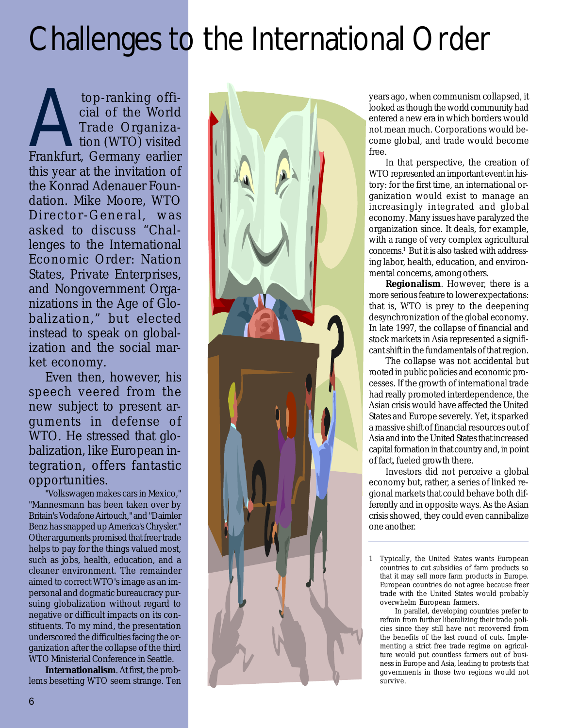# Challenges to the International Order

A top-ranking official of the World Trade Organization (WTO) visited Frankfurt, Germany earlier this year at the invitation of the Konrad Adenauer Foundation. Mike Moore, WTO Director-General, was asked to discuss "Challenges to the International Economic Order: Nation States, Private Enterprises, and Nongovernment Organizations in the Age of Globalization," but elected instead to speak on globalization and the social market economy.

Even then, however, his speech veered from the new subject to present arguments in defense of WTO. He stressed that globalization, like European integration, offers fantastic opportunities.

"Volkswagen makes cars in Mexico," "Mannesmann has been taken over by Britain's Vodafone Airtouch," and "Daimler Benz has snapped up America's Chrysler." Other arguments promised that freer trade helps to pay for the things valued most, such as jobs, health, education, and a cleaner environment. The remainder aimed to correct WTO's image as an impersonal and dogmatic bureaucracy pursuing globalization without regard to negative or difficult impacts on its constituents. To my mind, the presentation underscored the difficulties facing the organization after the collapse of the third WTO Ministerial Conference in Seattle.

**Internationalism**. At first, the problems besetting WTO seem strange. Ten years ago, when communism collapsed, it looked as though the world community had entered a new era in which borders would not mean much. Corporations would become global, and trade would become free.

In that perspective, the creation of WTO represented an important event in history: for the first time, an international organization would exist to manage an increasingly integrated and global economy. Many issues have paralyzed the organization since. It deals, for example, with a range of very complex agricultural concerns.[1] But it is also tasked with addressing labor, health, education, and environmental concerns, among others.

**Regionalism**. However, there is a more serious feature to lower expectations: that is, WTO is prey to the deepening desynchronization of the global economy. In late 1997, the collapse of financial and stock markets in Asia represented a significant shift in the fundamentals of that region.

The collapse was not accidental but rooted in public policies and economic processes. If the growth of international trade had really promoted interdependence, the Asian crisis would have affected the United States and Europe severely. Yet, it sparked a massive shift of financial resources out of Asia and into the United States that increased capital formation in that country and, in point of fact, fueled growth there.

Investors did not perceive a global economy but, rather, a series of linked regional markets that could behave both differently and in opposite ways. As the Asian crisis showed, they could even cannibalize one another.

---

1 Typically, the United States wants European countries to cut subsidies of farm products so that it may sell more farm products in Europe. European countries do not agree because freer trade with the United States would probably overwhelm European farmers.

In parallel, developing countries prefer to refrain from further liberalizing their trade policies since they still have not recovered from the benefits of the last round of cuts. Implementing a strict free trade regime on agriculture would put countless farmers out of business in Europe and Asia, leading to protests that governments in those two regions would not survive.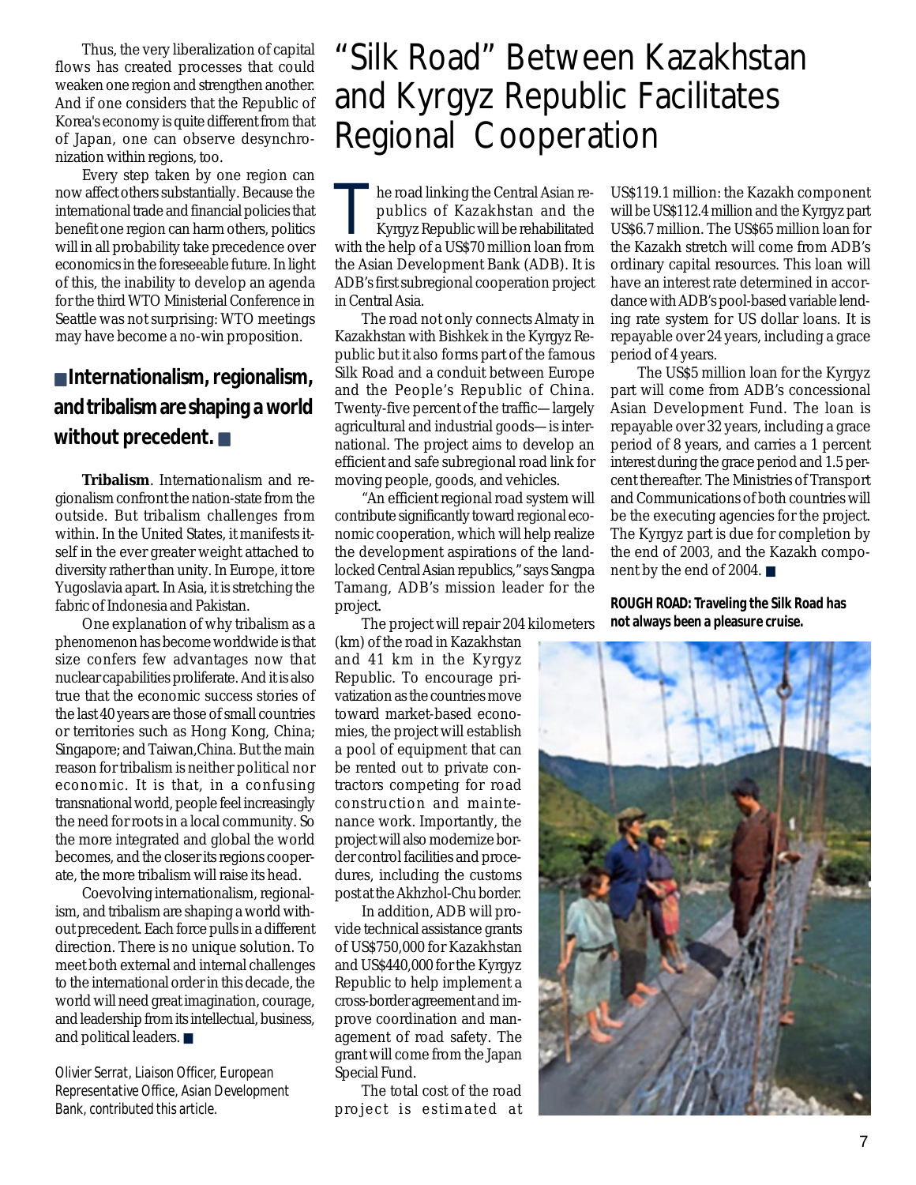Thus, the very liberalization of capital flows has created processes that could weaken one region and strengthen another. And if one considers that the Republic of Korea's economy is quite different from that of Japan, one can observe desynchronization within regions, too.

Every step taken by one region can now affect others substantially. Because the international trade and financial policies that benefit one region can harm others, politics will in all probability take precedence over economics in the foreseeable future. In light of this, the inability to develop an agenda for the third WTO Ministerial Conference in Seattle was not surprising: WTO meetings may have become a no-win proposition.

**Internationalism, regionalism, and tribalism are shaping a world without precedent.**

**Tribalism**. Internationalism and regionalism confront the nation-state from the outside. But tribalism challenges from within. In the United States, it manifests itself in the ever greater weight attached to diversity rather than unity. In Europe, it tore Yugoslavia apart. In Asia, it is stretching the fabric of Indonesia and Pakistan.

One explanation of why tribalism as a phenomenon has become worldwide is that size confers few advantages now that nuclear capabilities proliferate. And it is also true that the economic success stories of the last 40 years are those of small countries or territories such as Hong Kong, China; Singapore; and Taiwan,China. But the main reason for tribalism is neither political nor economic. It is that, in a confusing transnational world, people feel increasingly the need for roots in a local community. So the more integrated and global the world becomes, and the closer its regions cooperate, the more tribalism will raise its head.

Coevolving internationalism, regionalism, and tribalism are shaping a world without precedent. Each force pulls in a different direction. There is no unique solution. To meet both external and internal challenges to the international order in this decade, the world will need great imagination, courage, and leadership from its intellectual, business, and political leaders. ■

*Olivier Serrat, Liaison Officer, European Representative Office, Asian Development Bank, contributed this article.*

# "Silk Road" Between Kazakhstan and Kyrgyz Republic Facilitates Regional Cooperation

The road linking the Central Asian republics of Kazakhstan and the Kyrgyz Republic will be rehabilitated with the help of a US$70 million loan from the Asian Development Bank (ADB). It is ADB's first subregional cooperation project in Central Asia.

The road not only connects Almaty in Kazakhstan with Bishkek in the Kyrgyz Republic but it also forms part of the famous Silk Road and a conduit between Europe and the People's Republic of China. Twenty-five percent of the traffic—largely agricultural and industrial goods—is international. The project aims to develop an efficient and safe subregional road link for moving people, goods, and vehicles.

"An efficient regional road system will contribute significantly toward regional economic cooperation, which will help realize the development aspirations of the landlocked Central Asian republics," says Sangpa Tamang, ADB's mission leader for the project.

The project will repair 204 kilometers (km) of the road in Kazakhstan and 41 km in the Kyrgyz Republic. To encourage privatization as the countries move toward market-based economies, the project will establish a pool of equipment that can be rented out to private contractors competing for road construction and maintenance work. Importantly, the project will also modernize border control facilities and procedures, including the customs post at the Akhzhol-Chu border.

In addition, ADB will provide technical assistance grants of US$750,000 for Kazakhstan and US$440,000 for the Kyrgyz Republic to help implement a cross-border agreement and improve coordination and management of road safety. The grant will come from the Japan Special Fund.

The total cost of the road project is estimated at US$119.1 million: the Kazakh component will be US$112.4 million and the Kyrgyz part US$6.7 million. The US$65 million loan for the Kazakh stretch will come from ADB's ordinary capital resources. This loan will have an interest rate determined in accordance with ADB's pool-based variable lending rate system for US dollar loans. It is repayable over 24 years, including a grace period of 4 years.

The US$5 million loan for the Kyrgyz part will come from ADB's concessional Asian Development Fund. The loan is repayable over 32 years, including a grace period of 8 years, and carries a 1 percent interest during the grace period and 1.5 percent thereafter. The Ministries of Transport and Communications of both countries will be the executing agencies for the project. The Kyrgyz part is due for completion by the end of 2003, and the Kazakh component by the end of 2004. ■

**ROUGH ROAD: Traveling the Silk Road has not always been a pleasure cruise.**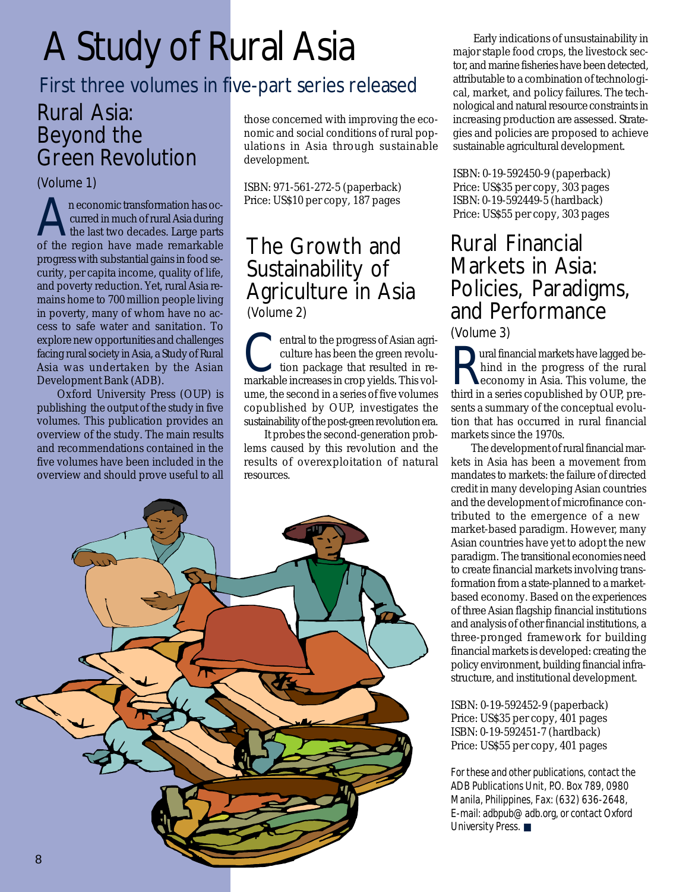# A Study of Rural Asia

## First three volumes in five-part series released

### Rural Asia: Beyond the Green Revolution

(Volume 1)

An economic transformation has occurred in much of rural Asia during the last two decades. Large parts of the region have made remarkable progress with substantial gains in food security, per capita income, quality of life, and poverty reduction. Yet, rural Asia remains home to 700 million people living in poverty, many of whom have no access to safe water and sanitation. To explore new opportunities and challenges facing rural society in Asia, a Study of Rural Asia was undertaken by the Asian Development Bank (ADB).

Oxford University Press (OUP) is publishing the output of the study in five volumes. This publication provides an overview of the study. The main results and recommendations contained in the five volumes have been included in the overview and should prove useful to all those concerned with improving the economic and social conditions of rural populations in Asia through sustainable development.

ISBN: 971-561-272-5 (paperback)
Price: US$10 per copy, 187 pages

### The Growth and Sustainability of Agriculture in Asia

(Volume 2)

Central to the progress of Asian agriculture has been the green revolution package that resulted in remarkable increases in crop yields. This volume, the second in a series of five volumes copublished by OUP, investigates the sustainability of the post-green revolution era.

It probes the second-generation problems caused by this revolution and the results of overexploitation of natural resources.

Early indications of unsustainability in major staple food crops, the livestock sector, and marine fisheries have been detected, attributable to a combination of technological, market, and policy failures. The technological and natural resource constraints in increasing production are assessed. Strategies and policies are proposed to achieve sustainable agricultural development.

ISBN: 0-19-592450-9 (paperback)
Price: US$35 per copy, 303 pages
ISBN: 0-19-592449-5 (hardback)
Price: US$55 per copy, 303 pages

### Rural Financial Markets in Asia: Policies, Paradigms, and Performance

(Volume 3)

Rural financial markets have lagged behind in the progress of the rural economy in Asia. This volume, the third in a series copublished by OUP, presents a summary of the conceptual evolution that has occurred in rural financial markets since the 1970s.

The development of rural financial markets in Asia has been a movement from mandates to markets: the failure of directed credit in many developing Asian countries and the development of microfinance contributed to the emergence of a new market-based paradigm. However, many Asian countries have yet to adopt the new paradigm. The transitional economies need to create financial markets involving transformation from a state-planned to a market-based economy. Based on the experiences of three Asian flagship financial institutions and analysis of other financial institutions, a three-pronged framework for building financial markets is developed: creating the policy environment, building financial infrastructure, and institutional development.

ISBN: 0-19-592452-9 (paperback)
Price: US$35 per copy, 401 pages
ISBN: 0-19-592451-7 (hardback)
Price: US$55 per copy, 401 pages

*For these and other publications, contact the ADB Publications Unit, P.O. Box 789, 0980 Manila, Philippines, Fax: (632) 636-2648, E-mail: adbpub@adb.org, or contact Oxford University Press.* ■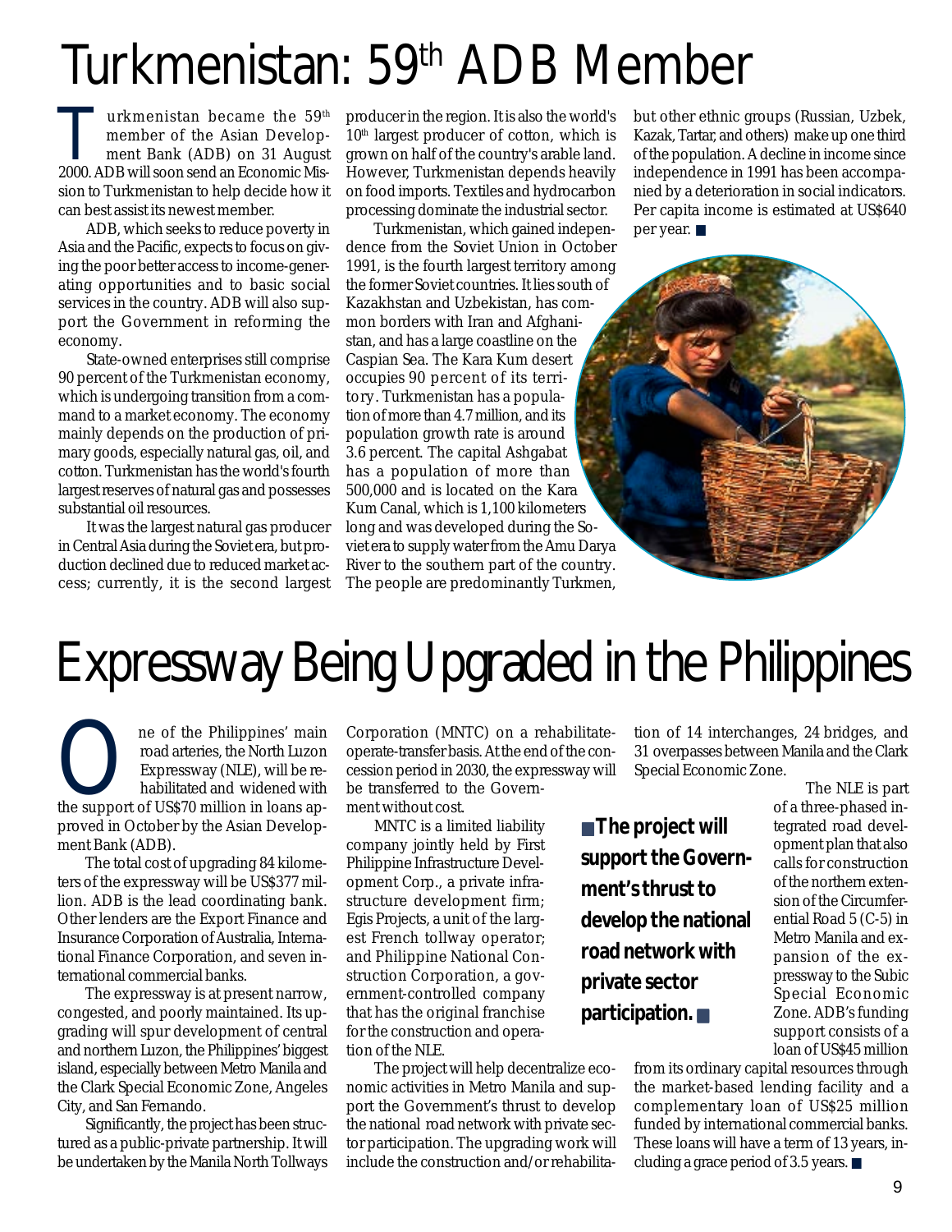# Turkmenistan: 59th ADB Member

Turkmenistan became the 59th member of the Asian Development Bank (ADB) on 31 August 2000. ADB will soon send an Economic Mission to Turkmenistan to help decide how it can best assist its newest member.

ADB, which seeks to reduce poverty in Asia and the Pacific, expects to focus on giving the poor better access to income-generating opportunities and to basic social services in the country. ADB will also support the Government in reforming the economy.

State-owned enterprises still comprise 90 percent of the Turkmenistan economy, which is undergoing transition from a command to a market economy. The economy mainly depends on the production of primary goods, especially natural gas, oil, and cotton. Turkmenistan has the world's fourth largest reserves of natural gas and possesses substantial oil resources.

It was the largest natural gas producer in Central Asia during the Soviet era, but production declined due to reduced market access; currently, it is the second largest producer in the region. It is also the world's 10th largest producer of cotton, which is grown on half of the country's arable land. However, Turkmenistan depends heavily on food imports. Textiles and hydrocarbon processing dominate the industrial sector.

Turkmenistan, which gained independence from the Soviet Union in October 1991, is the fourth largest territory among the former Soviet countries. It lies south of Kazakhstan and Uzbekistan, has common borders with Iran and Afghanistan, and has a large coastline on the Caspian Sea. The Kara Kum desert occupies 90 percent of its territory. Turkmenistan has a population of more than 4.7 million, and its population growth rate is around 3.6 percent. The capital Ashgabat has a population of more than 500,000 and is located on the Kara Kum Canal, which is 1,100 kilometers long and was developed during the Soviet era to supply water from the Amu Darya River to the southern part of the country. The people are predominantly Turkmen, but other ethnic groups (Russian, Uzbek, Kazak, Tartar, and others) make up one third of the population. A decline in income since independence in 1991 has been accompanied by a deterioration in social indicators. Per capita income is estimated at US$640 per year. ■

# Expressway Being Upgraded in the Philippines

One of the Philippines' main road arteries, the North Luzon Expressway (NLE), will be rehabilitated and widened with the support of US$70 million in loans approved in October by the Asian Development Bank (ADB).

The total cost of upgrading 84 kilometers of the expressway will be US$377 million. ADB is the lead coordinating bank. Other lenders are the Export Finance and Insurance Corporation of Australia, International Finance Corporation, and seven international commercial banks.

The expressway is at present narrow, congested, and poorly maintained. Its upgrading will spur development of central and northern Luzon, the Philippines' biggest island, especially between Metro Manila and the Clark Special Economic Zone, Angeles City, and San Fernando.

Significantly, the project has been structured as a public-private partnership. It will be undertaken by the Manila North Tollways Corporation (MNTC) on a rehabilitate-operate-transfer basis. At the end of the concession period in 2030, the expressway will be transferred to the Government without cost.

MNTC is a limited liability company jointly held by First Philippine Infrastructure Development Corp., a private infrastructure development firm; Egis Projects, a unit of the largest French tollway operator; and Philippine National Construction Corporation, a government-controlled company that has the original franchise for the construction and operation of the NLE.

The project will help decentralize economic activities in Metro Manila and support the Government's thrust to develop the national road network with private sector participation. The upgrading work will include the construction and/or rehabilitation of 14 interchanges, 24 bridges, and 31 overpasses between Manila and the Clark Special Economic Zone.

**■ The project will support the Government's thrust to develop the national road network with private sector participation. ■**

The NLE is part of a three-phased integrated road development plan that also calls for construction of the northern extension of the Circumferential Road 5 (C-5) in Metro Manila and expansion of the expressway to the Subic Special Economic Zone. ADB's funding support consists of a loan of US$45 million from its ordinary capital resources through the market-based lending facility and a complementary loan of US$25 million funded by international commercial banks. These loans will have a term of 13 years, including a grace period of 3.5 years. ■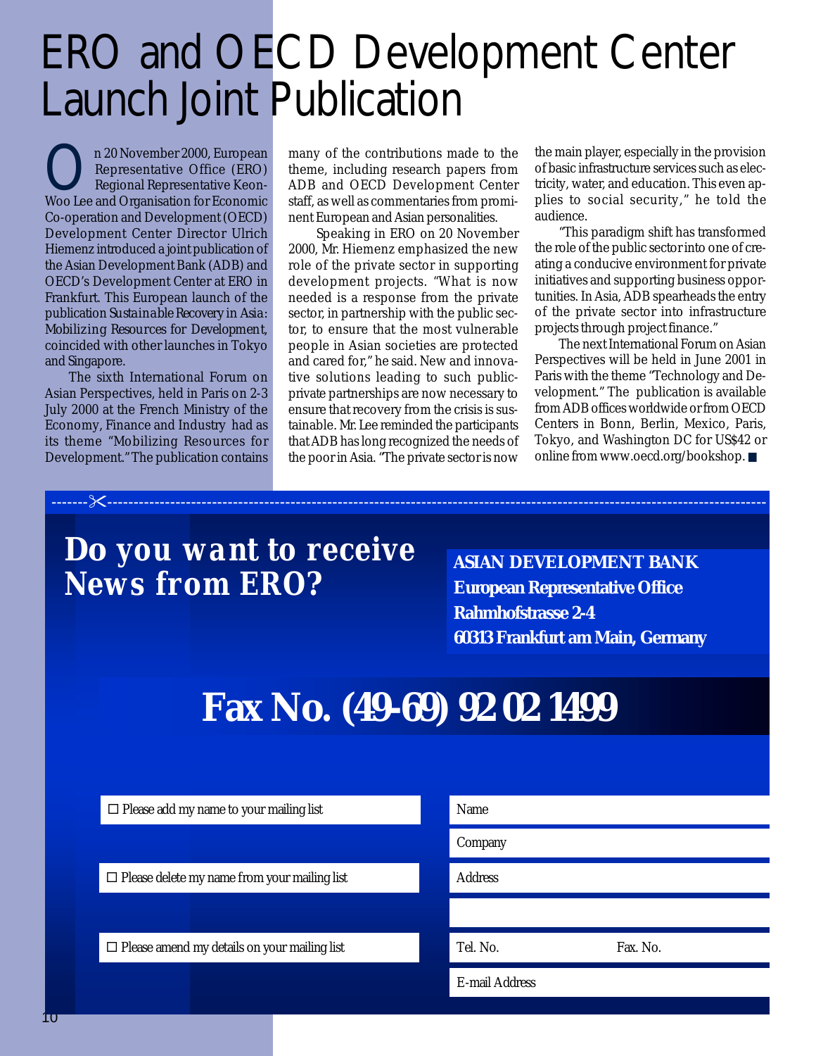# ERO and OECD Development Center Launch Joint Publication

On 20 November 2000, European Representative Office (ERO) Regional Representative Keon-Woo Lee and Organisation for Economic Co-operation and Development (OECD) Development Center Director Ulrich Hiemenz introduced a joint publication of the Asian Development Bank (ADB) and OECD's Development Center at ERO in Frankfurt. This European launch of the publication *Sustainable Recovery in Asia: Mobilizing Resources for Development*, coincided with other launches in Tokyo and Singapore.

The sixth International Forum on Asian Perspectives, held in Paris on 2-3 July 2000 at the French Ministry of the Economy, Finance and Industry had as its theme "Mobilizing Resources for Development." The publication contains many of the contributions made to the theme, including research papers from ADB and OECD Development Center staff, as well as commentaries from prominent European and Asian personalities.

Speaking in ERO on 20 November 2000, Mr. Hiemenz emphasized the new role of the private sector in supporting development projects. "What is now needed is a response from the private sector, in partnership with the public sector, to ensure that the most vulnerable people in Asian societies are protected and cared for," he said. New and innovative solutions leading to such public-private partnerships are now necessary to ensure that recovery from the crisis is sustainable. Mr. Lee reminded the participants that ADB has long recognized the needs of the poor in Asia. "The private sector is now the main player, especially in the provision of basic infrastructure services such as electricity, water, and education. This even applies to social security," he told the audience.

"This paradigm shift has transformed the role of the public sector into one of creating a conducive environment for private initiatives and supporting business opportunities. In Asia, ADB spearheads the entry of the private sector into infrastructure projects through project finance."

The next International Forum on Asian Perspectives will be held in June 2001 in Paris with the theme "Technology and Development." The publication is available from ADB offices worldwide or from OECD Centers in Bonn, Berlin, Mexico, Paris, Tokyo, and Washington DC for US$42 or online from www.oecd.org/bookshop. ■

---

## Do you want to receive News from ERO?

**ASIAN DEVELOPMENT BANK**
**European Representative Office**
**Rahmhofstrasse 2-4**
**60313 Frankfurt am Main, Germany**

## Fax No. (49-69) 92 02 1499

- ☐ Please add my name to your mailing list
- ☐ Please delete my name from your mailing list
- ☐ Please amend my details on your mailing list

Name

Company

Address

Tel. No. Fax. No.

E-mail Address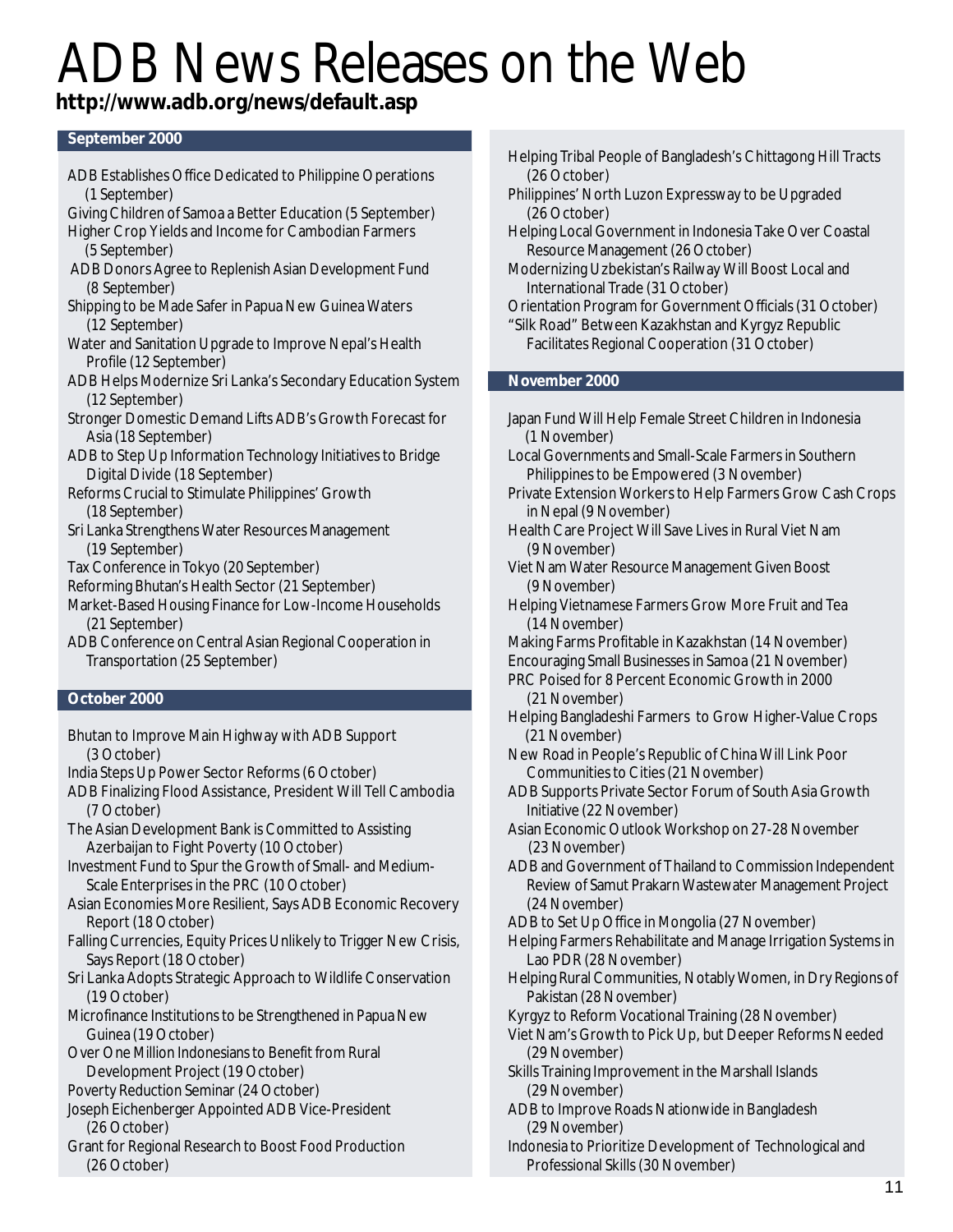# ADB News Releases on the Web

**http://www.adb.org/news/default.asp**

## September 2000

- ADB Establishes Office Dedicated to Philippine Operations (1 September)
- Giving Children of Samoa a Better Education (5 September)
- Higher Crop Yields and Income for Cambodian Farmers (5 September)
- ADB Donors Agree to Replenish Asian Development Fund (8 September)
- Shipping to be Made Safer in Papua New Guinea Waters (12 September)
- Water and Sanitation Upgrade to Improve Nepal's Health Profile (12 September)
- ADB Helps Modernize Sri Lanka's Secondary Education System (12 September)
- Stronger Domestic Demand Lifts ADB's Growth Forecast for Asia (18 September)
- ADB to Step Up Information Technology Initiatives to Bridge Digital Divide (18 September)
- Reforms Crucial to Stimulate Philippines' Growth (18 September)
- Sri Lanka Strengthens Water Resources Management (19 September)
- Tax Conference in Tokyo (20 September)
- Reforming Bhutan's Health Sector (21 September)
- Market-Based Housing Finance for Low-Income Households (21 September)
- ADB Conference on Central Asian Regional Cooperation in Transportation (25 September)

## October 2000

- Bhutan to Improve Main Highway with ADB Support (3 October)
- India Steps Up Power Sector Reforms (6 October)
- ADB Finalizing Flood Assistance, President Will Tell Cambodia (7 October)
- The Asian Development Bank is Committed to Assisting Azerbaijan to Fight Poverty (10 October)
- Investment Fund to Spur the Growth of Small- and Medium-Scale Enterprises in the PRC (10 October)
- Asian Economies More Resilient, Says ADB Economic Recovery Report (18 October)
- Falling Currencies, Equity Prices Unlikely to Trigger New Crisis, Says Report (18 October)
- Sri Lanka Adopts Strategic Approach to Wildlife Conservation (19 October)
- Microfinance Institutions to be Strengthened in Papua New Guinea (19 October)
- Over One Million Indonesians to Benefit from Rural Development Project (19 October)
- Poverty Reduction Seminar (24 October)
- Joseph Eichenberger Appointed ADB Vice-President (26 October)
- Grant for Regional Research to Boost Food Production (26 October)
- Helping Tribal People of Bangladesh's Chittagong Hill Tracts (26 October)
- Philippines' North Luzon Expressway to be Upgraded (26 October)
- Helping Local Government in Indonesia Take Over Coastal Resource Management (26 October)
- Modernizing Uzbekistan's Railway Will Boost Local and International Trade (31 October)
- Orientation Program for Government Officials (31 October)
- "Silk Road" Between Kazakhstan and Kyrgyz Republic Facilitates Regional Cooperation (31 October)

## November 2000

- Japan Fund Will Help Female Street Children in Indonesia (1 November)
- Local Governments and Small-Scale Farmers in Southern Philippines to be Empowered (3 November)
- Private Extension Workers to Help Farmers Grow Cash Crops in Nepal (9 November)
- Health Care Project Will Save Lives in Rural Viet Nam (9 November)
- Viet Nam Water Resource Management Given Boost (9 November)
- Helping Vietnamese Farmers Grow More Fruit and Tea (14 November)
- Making Farms Profitable in Kazakhstan (14 November)
- Encouraging Small Businesses in Samoa (21 November)
- PRC Poised for 8 Percent Economic Growth in 2000 (21 November)
- Helping Bangladeshi Farmers to Grow Higher-Value Crops (21 November)
- New Road in People's Republic of China Will Link Poor Communities to Cities (21 November)
- ADB Supports Private Sector Forum of South Asia Growth Initiative (22 November)
- Asian Economic Outlook Workshop on 27-28 November (23 November)
- ADB and Government of Thailand to Commission Independent Review of Samut Prakarn Wastewater Management Project (24 November)
- ADB to Set Up Office in Mongolia (27 November)
- Helping Farmers Rehabilitate and Manage Irrigation Systems in Lao PDR (28 November)
- Helping Rural Communities, Notably Women, in Dry Regions of Pakistan (28 November)
- Kyrgyz to Reform Vocational Training (28 November)
- Viet Nam's Growth to Pick Up, but Deeper Reforms Needed (29 November)
- Skills Training Improvement in the Marshall Islands (29 November)
- ADB to Improve Roads Nationwide in Bangladesh (29 November)
- Indonesia to Prioritize Development of Technological and Professional Skills (30 November)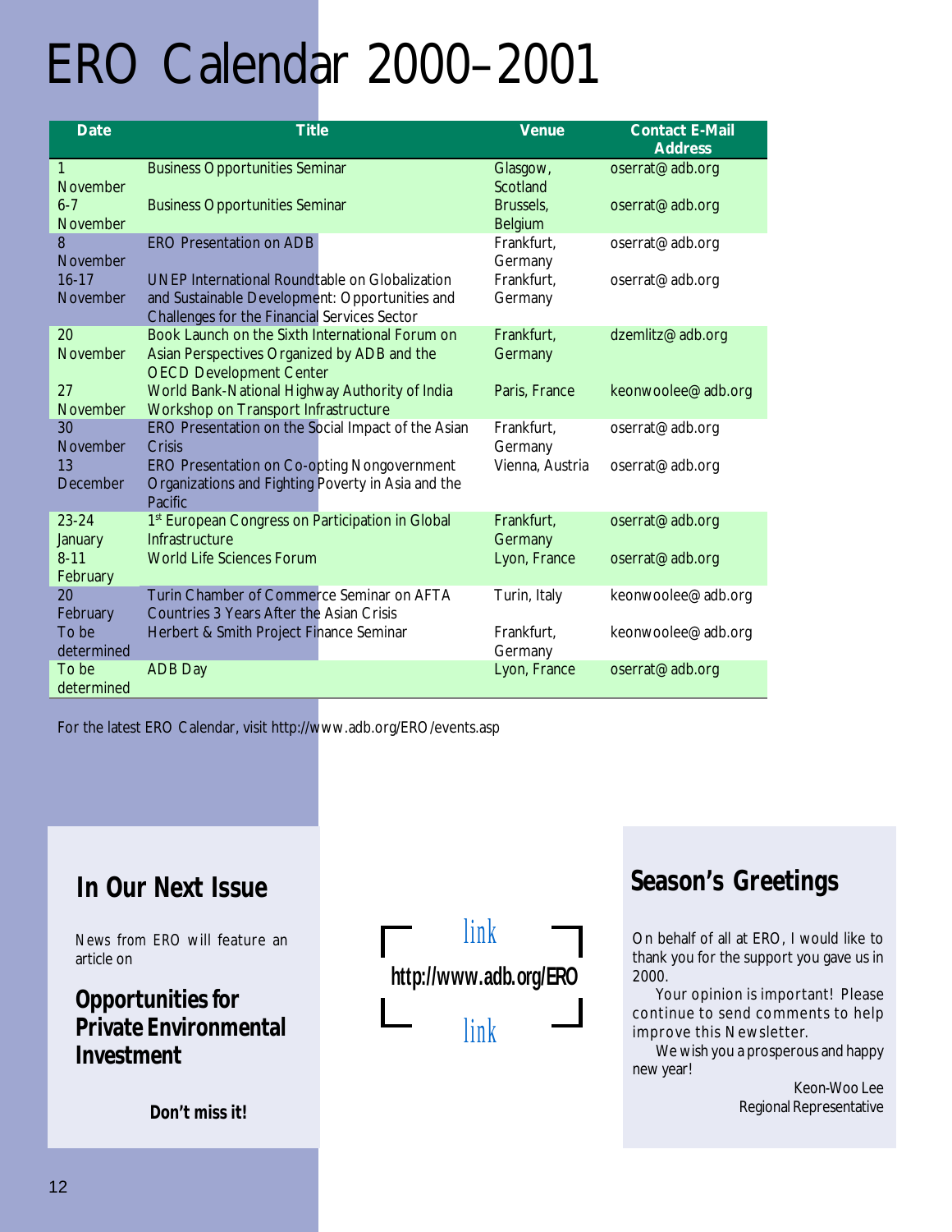# ERO Calendar 2000–2001

| Date | Title | Venue | Contact E-Mail Address |
|---|---|---|---|
| 1 November | Business Opportunities Seminar | Glasgow, Scotland | oserrat@adb.org |
| 6-7 November | Business Opportunities Seminar | Brussels, Belgium | oserrat@adb.org |
| 8 November | ERO Presentation on ADB | Frankfurt, Germany | oserrat@adb.org |
| 16-17 November | UNEP International Roundtable on Globalization and Sustainable Development: Opportunities and Challenges for the Financial Services Sector | Frankfurt, Germany | oserrat@adb.org |
| 20 November | Book Launch on the Sixth International Forum on Asian Perspectives Organized by ADB and the OECD Development Center | Frankfurt, Germany | dzemlitz@adb.org |
| 27 November | World Bank-National Highway Authority of India Workshop on Transport Infrastructure | Paris, France | keonwoolee@adb.org |
| 30 November | ERO Presentation on the Social Impact of the Asian Crisis | Frankfurt, Germany | oserrat@adb.org |
| 13 December | ERO Presentation on Co-opting Nongovernment Organizations and Fighting Poverty in Asia and the Pacific | Vienna, Austria | oserrat@adb.org |
| 23-24 January | 1st European Congress on Participation in Global Infrastructure | Frankfurt, Germany | oserrat@adb.org |
| 8-11 February | World Life Sciences Forum | Lyon, France | oserrat@adb.org |
| 20 February | Turin Chamber of Commerce Seminar on AFTA Countries 3 Years After the Asian Crisis | Turin, Italy | keonwoolee@adb.org |
| To be determined | Herbert & Smith Project Finance Seminar | Frankfurt, Germany | keonwoolee@adb.org |
| To be determined | ADB Day | Lyon, France | oserrat@adb.org |

For the latest ERO Calendar, visit http://www.adb.org/ERO/events.asp

## In Our Next Issue

News from ERO will feature an article on

**Opportunities for Private Environmental Investment**

**Don't miss it!**

link

**http://www.adb.org/ERO**

link

## Season's Greetings

On behalf of all at ERO, I would like to thank you for the support you gave us in 2000.

Your opinion is important! Please continue to send comments to help improve this Newsletter.

We wish you a prosperous and happy new year!

Keon-Woo Lee
Regional Representative